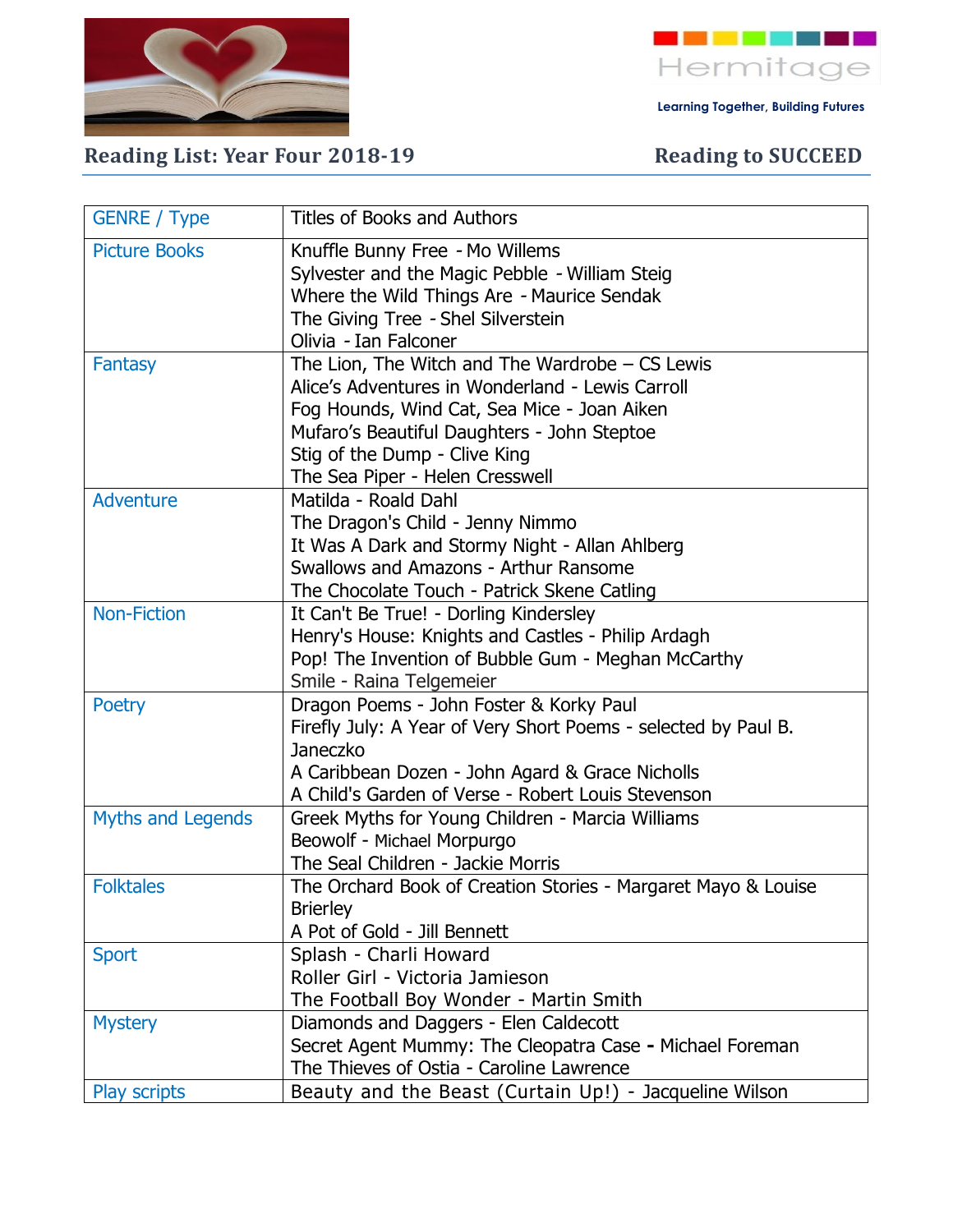Hermitage

Learning Together, Building Futures

## Reading List: Year Four 2018-19

## Reading to SUCCEED

| GENRE / Type | Titles of Books and Authors |
| --- | --- |
| Picture Books | Knuffle Bunny Free - Mo Willems<br>Sylvester and the Magic Pebble - William Steig<br>Where the Wild Things Are - Maurice Sendak<br>The Giving Tree - Shel Silverstein<br>Olivia - Ian Falconer |
| Fantasy | The Lion, The Witch and The Wardrobe – CS Lewis<br>Alice's Adventures in Wonderland - Lewis Carroll<br>Fog Hounds, Wind Cat, Sea Mice - Joan Aiken<br>Mufaro's Beautiful Daughters - John Steptoe<br>Stig of the Dump - Clive King<br>The Sea Piper - Helen Cresswell |
| Adventure | Matilda - Roald Dahl<br>The Dragon's Child - Jenny Nimmo<br>It Was A Dark and Stormy Night - Allan Ahlberg<br>Swallows and Amazons - Arthur Ransome<br>The Chocolate Touch - Patrick Skene Catling |
| Non-Fiction | It Can't Be True! - Dorling Kindersley<br>Henry's House: Knights and Castles - Philip Ardagh<br>Pop! The Invention of Bubble Gum - Meghan McCarthy<br>Smile - Raina Telgemeier |
| Poetry | Dragon Poems - John Foster & Korky Paul<br>Firefly July: A Year of Very Short Poems - selected by Paul B. Janeczko<br>A Caribbean Dozen - John Agard & Grace Nicholls<br>A Child's Garden of Verse - Robert Louis Stevenson |
| Myths and Legends | Greek Myths for Young Children - Marcia Williams<br>Beowolf - Michael Morpurgo<br>The Seal Children - Jackie Morris |
| Folktales | The Orchard Book of Creation Stories - Margaret Mayo & Louise Brierley<br>A Pot of Gold - Jill Bennett |
| Sport | Splash - Charli Howard<br>Roller Girl - Victoria Jamieson<br>The Football Boy Wonder - Martin Smith |
| Mystery | Diamonds and Daggers - Elen Caldecott<br>Secret Agent Mummy: The Cleopatra Case **-** Michael Foreman<br>The Thieves of Ostia - Caroline Lawrence |
| Play scripts | Beauty and the Beast (Curtain Up!) - Jacqueline Wilson |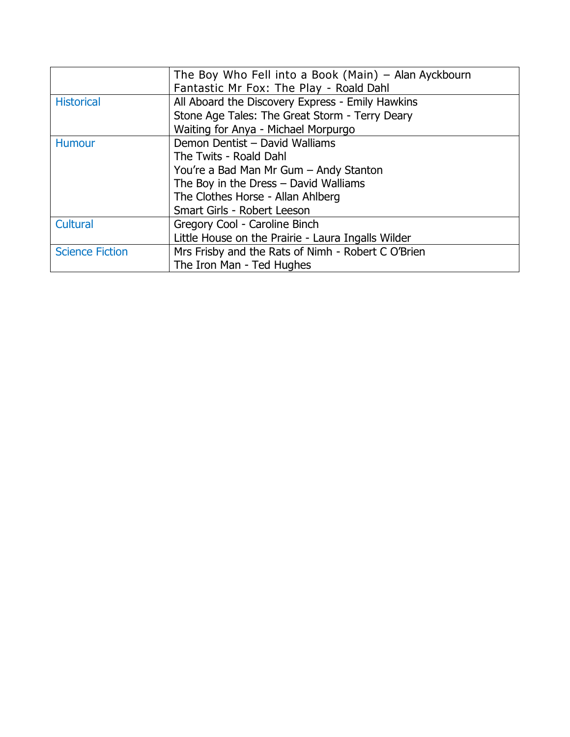| | |
|---|---|
| | The Boy Who Fell into a Book (Main) – Alan Ayckbourn<br>Fantastic Mr Fox: The Play - Roald Dahl |
| Historical | All Aboard the Discovery Express - Emily Hawkins<br>Stone Age Tales: The Great Storm - Terry Deary<br>Waiting for Anya - Michael Morpurgo |
| Humour | Demon Dentist – David Walliams<br>The Twits - Roald Dahl<br>You're a Bad Man Mr Gum – Andy Stanton<br>The Boy in the Dress – David Walliams<br>The Clothes Horse - Allan Ahlberg<br>Smart Girls - Robert Leeson |
| Cultural | Gregory Cool - Caroline Binch<br>Little House on the Prairie - Laura Ingalls Wilder |
| Science Fiction | Mrs Frisby and the Rats of Nimh - Robert C O'Brien<br>The Iron Man - Ted Hughes |